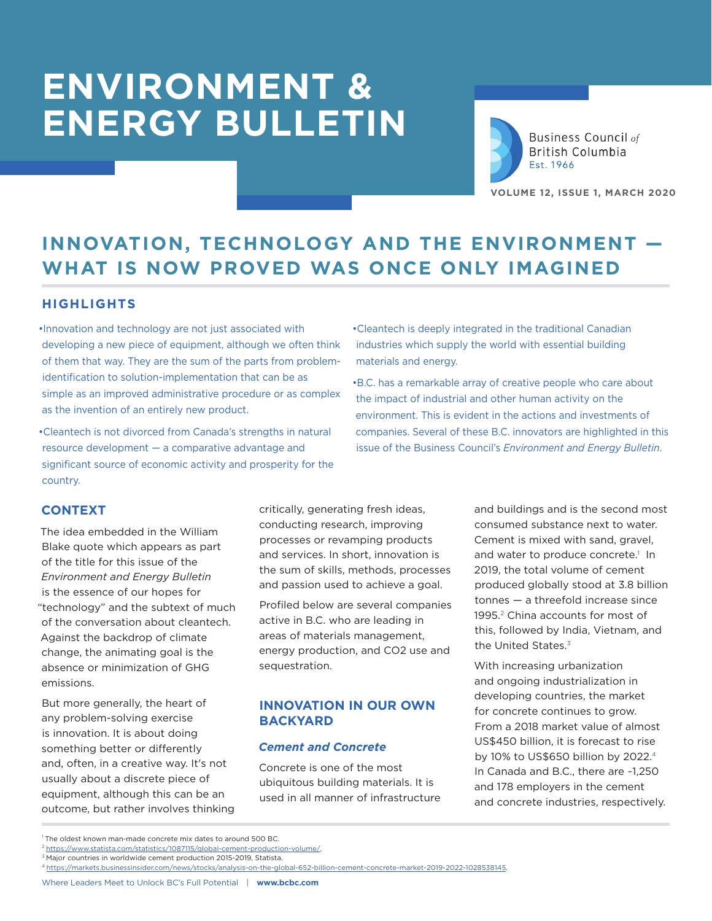# ENVIRONMENT & ENERGY BULLETIN

Business Council *of* British Columbia
Est. 1966

VOLUME 12, ISSUE 1, MARCH 2020

## INNOVATION, TECHNOLOGY AND THE ENVIRONMENT — WHAT IS NOW PROVED WAS ONCE ONLY IMAGINED

### HIGHLIGHTS

- Innovation and technology are not just associated with developing a new piece of equipment, although we often think of them that way. They are the sum of the parts from problem-identification to solution-implementation that can be as simple as an improved administrative procedure or as complex as the invention of an entirely new product.
- Cleantech is not divorced from Canada's strengths in natural resource development — a comparative advantage and significant source of economic activity and prosperity for the country.
- Cleantech is deeply integrated in the traditional Canadian industries which supply the world with essential building materials and energy.
- B.C. has a remarkable array of creative people who care about the impact of industrial and other human activity on the environment. This is evident in the actions and investments of companies. Several of these B.C. innovators are highlighted in this issue of the Business Council's *Environment and Energy Bulletin*.

### CONTEXT

The idea embedded in the William Blake quote which appears as part of the title for this issue of the *Environment and Energy Bulletin* is the essence of our hopes for "technology" and the subtext of much of the conversation about cleantech. Against the backdrop of climate change, the animating goal is the absence or minimization of GHG emissions.

But more generally, the heart of any problem-solving exercise is innovation. It is about doing something better or differently and, often, in a creative way. It's not usually about a discrete piece of equipment, although this can be an outcome, but rather involves thinking critically, generating fresh ideas, conducting research, improving processes or revamping products and services. In short, innovation is the sum of skills, methods, processes and passion used to achieve a goal.

Profiled below are several companies active in B.C. who are leading in areas of materials management, energy production, and CO2 use and sequestration.

### INNOVATION IN OUR OWN BACKYARD

#### *Cement and Concrete*

Concrete is one of the most ubiquitous building materials. It is used in all manner of infrastructure and buildings and is the second most consumed substance next to water. Cement is mixed with sand, gravel, and water to produce concrete.[1] In 2019, the total volume of cement produced globally stood at 3.8 billion tonnes — a threefold increase since 1995.[2] China accounts for most of this, followed by India, Vietnam, and the United States.[3]

With increasing urbanization and ongoing industrialization in developing countries, the market for concrete continues to grow. From a 2018 market value of almost US$450 billion, it is forecast to rise by 10% to US$650 billion by 2022.[4] In Canada and B.C., there are ~1,250 and 178 employers in the cement and concrete industries, respectively.

---

[1] The oldest known man-made concrete mix dates to around 500 BC.

[2] https://www.statista.com/statistics/1087115/global-cement-production-volume/.

[3] Major countries in worldwide cement production 2015-2019, Statista.

[4] https://markets.businessinsider.com/news/stocks/analysis-on-the-global-652-billion-cement-concrete-market-2019-2022-1028538145.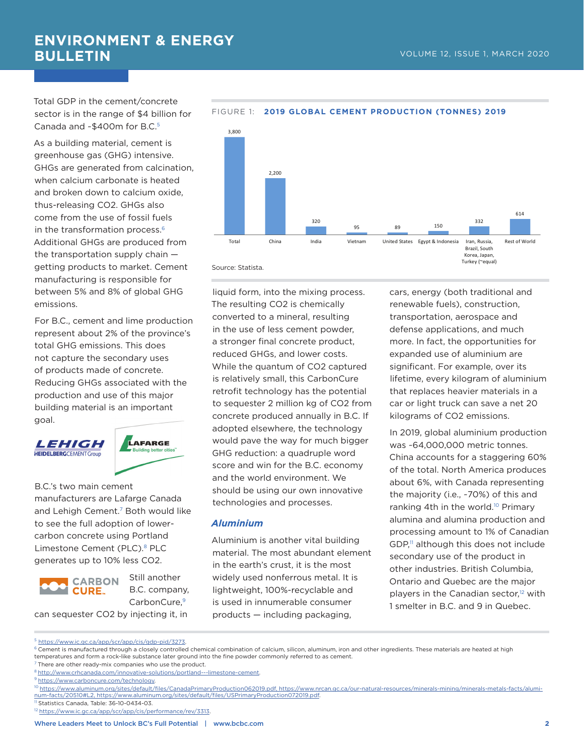Total GDP in the cement/concrete sector is in the range of $4 billion for Canada and ~$400m for B.C.[5]

As a building material, cement is greenhouse gas (GHG) intensive. GHGs are generated from calcination, when calcium carbonate is heated and broken down to calcium oxide, thus-releasing CO2. GHGs also come from the use of fossil fuels in the transformation process.[6] Additional GHGs are produced from the transportation supply chain — getting products to market. Cement manufacturing is responsible for between 5% and 8% of global GHG emissions.

For B.C., cement and lime production represent about 2% of the province's total GHG emissions. This does not capture the secondary uses of products made of concrete. Reducing GHGs associated with the production and use of this major building material is an important goal.

B.C.'s two main cement manufacturers are Lafarge Canada and Lehigh Cement.[7] Both would like to see the full adoption of lower-carbon concrete using Portland Limestone Cement (PLC).[8] PLC generates up to 10% less CO2.

Still another B.C. company, CarbonCure,[9] can sequester CO2 by injecting it, in liquid form, into the mixing process. The resulting CO2 is chemically converted to a mineral, resulting in the use of less cement powder, a stronger final concrete product, reduced GHGs, and lower costs. While the quantum of CO2 captured is relatively small, this CarbonCure retrofit technology has the potential to sequester 2 million kg of CO2 from concrete produced annually in B.C. If adopted elsewhere, the technology would pave the way for much bigger GHG reduction: a quadruple word score and win for the B.C. economy and the world environment. We should be using our own innovative technologies and processes.

FIGURE 1: **2019 GLOBAL CEMENT PRODUCTION (TONNES) 2019**

| Region | Production |
|---|---|
| Total | 3,800 |
| China | 2,200 |
| India | 320 |
| Vietnam | 95 |
| United States | 89 |
| Egypt & Indonesia | 150 |
| Iran, Russia, Brazil, South Korea, Japan, Turkey (~equal) | 332 |
| Rest of World | 614 |

Source: Statista.

## *Aluminium*

Aluminium is another vital building material. The most abundant element in the earth's crust, it is the most widely used nonferrous metal. It is lightweight, 100%-recyclable and is used in innumerable consumer products — including packaging, cars, energy (both traditional and renewable fuels), construction, transportation, aerospace and defense applications, and much more. In fact, the opportunities for expanded use of aluminium are significant. For example, over its lifetime, every kilogram of aluminium that replaces heavier materials in a car or light truck can save a net 20 kilograms of CO2 emissions.

In 2019, global aluminium production was ~64,000,000 metric tonnes. China accounts for a staggering 60% of the total. North America produces about 6%, with Canada representing the majority (i.e., ~70%) of this and ranking 4th in the world.[10] Primary alumina and alumina production and processing amount to 1% of Canadian GDP,[11] although this does not include secondary use of the product in other industries. British Columbia, Ontario and Quebec are the major players in the Canadian sector,[12] with 1 smelter in B.C. and 9 in Quebec.

---

[5] https://www.ic.gc.ca/app/scr/app/cis/gdp-pib/3273.

[6] Cement is manufactured through a closely controlled chemical combination of calcium, silicon, aluminum, iron and other ingredients. These materials are heated at high temperatures and form a rock-like substance later ground into the fine powder commonly referred to as cement.

[7] There are other ready-mix companies who use the product.

[8] http://www.crhcanada.com/innovative-solutions/portland---limestone-cement.

[9] https://www.carboncure.com/technology.

[10] https://www.aluminum.org/sites/default/files/CanadaPrimaryProduction062019.pdf, https://www.nrcan.gc.ca/our-natural-resources/minerals-mining/minerals-metals-facts/aluminum-facts/20510#L2, https://www.aluminum.org/sites/default/files/USPrimaryProduction072019.pdf.

[11] Statistics Canada, Table: 36-10-0434-03.

[12] https://www.ic.gc.ca/app/scr/app/cis/performance/rev/3313.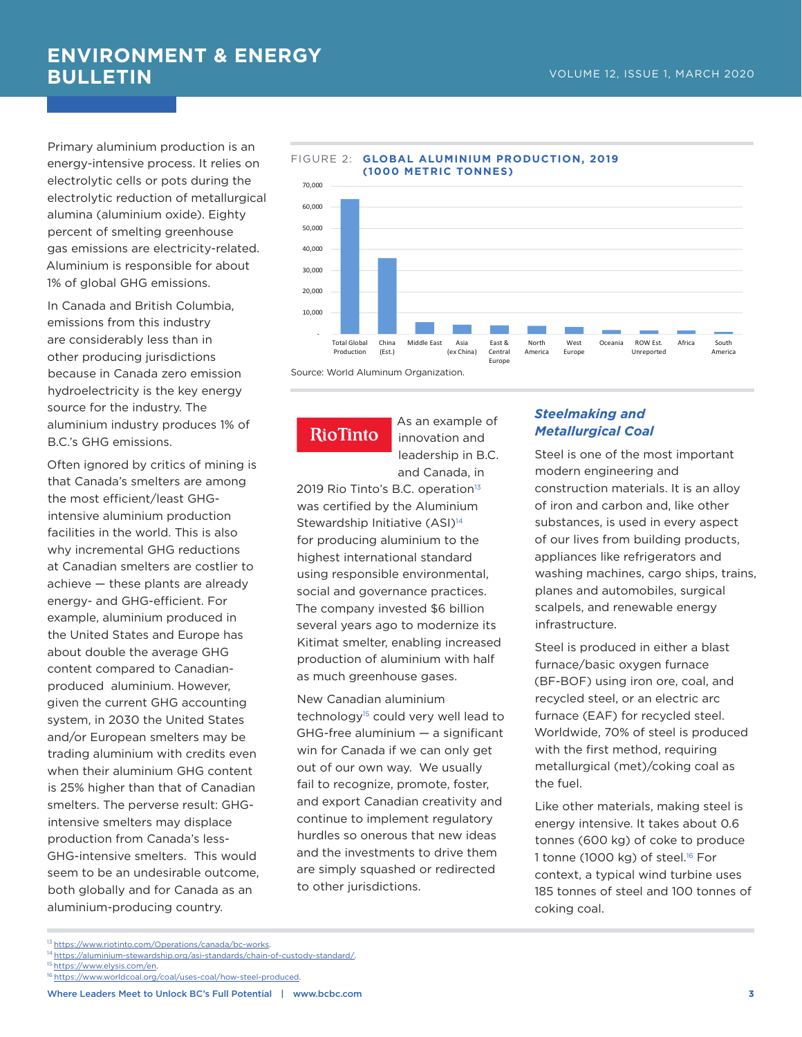Primary aluminium production is an energy-intensive process. It relies on electrolytic cells or pots during the electrolytic reduction of metallurgical alumina (aluminium oxide). Eighty percent of smelting greenhouse gas emissions are electricity-related. Aluminium is responsible for about 1% of global GHG emissions.

In Canada and British Columbia, emissions from this industry are considerably less than in other producing jurisdictions because in Canada zero emission hydroelectricity is the key energy source for the industry. The aluminium industry produces 1% of B.C.'s GHG emissions.

Often ignored by critics of mining is that Canada's smelters are among the most efficient/least GHG-intensive aluminium production facilities in the world. This is also why incremental GHG reductions at Canadian smelters are costlier to achieve — these plants are already energy- and GHG-efficient. For example, aluminium produced in the United States and Europe has about double the average GHG content compared to Canadian-produced aluminium. However, given the current GHG accounting system, in 2030 the United States and/or European smelters may be trading aluminium with credits even when their aluminium GHG content is 25% higher than that of Canadian smelters. The perverse result: GHG-intensive smelters may displace production from Canada's less-GHG-intensive smelters. This would seem to be an undesirable outcome, both globally and for Canada as an aluminium-producing country.

FIGURE 2: **GLOBAL ALUMINIUM PRODUCTION, 2019 (1000 METRIC TONNES)**

| Region | Production (1000 metric tonnes, approx.) |
|---|---|
| Total Global Production | ~63,500 |
| China (Est.) | ~36,000 |
| Middle East | ~5,500 |
| Asia (ex China) | ~4,400 |
| East & Central Europe | ~4,000 |
| North America | ~3,900 |
| West Europe | ~3,400 |
| Oceania | ~1,900 |
| ROW Est. Unreported | ~1,700 |
| Africa | ~1,600 |
| South America | ~1,100 |

Source: World Aluminum Organization.

RioTinto

As an example of innovation and leadership in B.C. and Canada, in 2019 Rio Tinto's B.C. operation[13] was certified by the Aluminium Stewardship Initiative (ASI)[14] for producing aluminium to the highest international standard using responsible environmental, social and governance practices. The company invested $6 billion several years ago to modernize its Kitimat smelter, enabling increased production of aluminium with half as much greenhouse gases.

New Canadian aluminium technology[15] could very well lead to GHG-free aluminium — a significant win for Canada if we can only get out of our own way. We usually fail to recognize, promote, foster, and export Canadian creativity and continue to implement regulatory hurdles so onerous that new ideas and the investments to drive them are simply squashed or redirected to other jurisdictions.

### *Steelmaking and Metallurgical Coal*

Steel is one of the most important modern engineering and construction materials. It is an alloy of iron and carbon and, like other substances, is used in every aspect of our lives from building products, appliances like refrigerators and washing machines, cargo ships, trains, planes and automobiles, surgical scalpels, and renewable energy infrastructure.

Steel is produced in either a blast furnace/basic oxygen furnace (BF-BOF) using iron ore, coal, and recycled steel, or an electric arc furnace (EAF) for recycled steel. Worldwide, 70% of steel is produced with the first method, requiring metallurgical (met)/coking coal as the fuel.

Like other materials, making steel is energy intensive. It takes about 0.6 tonnes (600 kg) of coke to produce 1 tonne (1000 kg) of steel.[16] For context, a typical wind turbine uses 185 tonnes of steel and 100 tonnes of coking coal.

---

[13] https://www.riotinto.com/Operations/canada/bc-works.
[14] https://aluminium-stewardship.org/asi-standards/chain-of-custody-standard/.
[15] https://www.elysis.com/en.
[16] https://www.worldcoal.org/coal/uses-coal/how-steel-produced.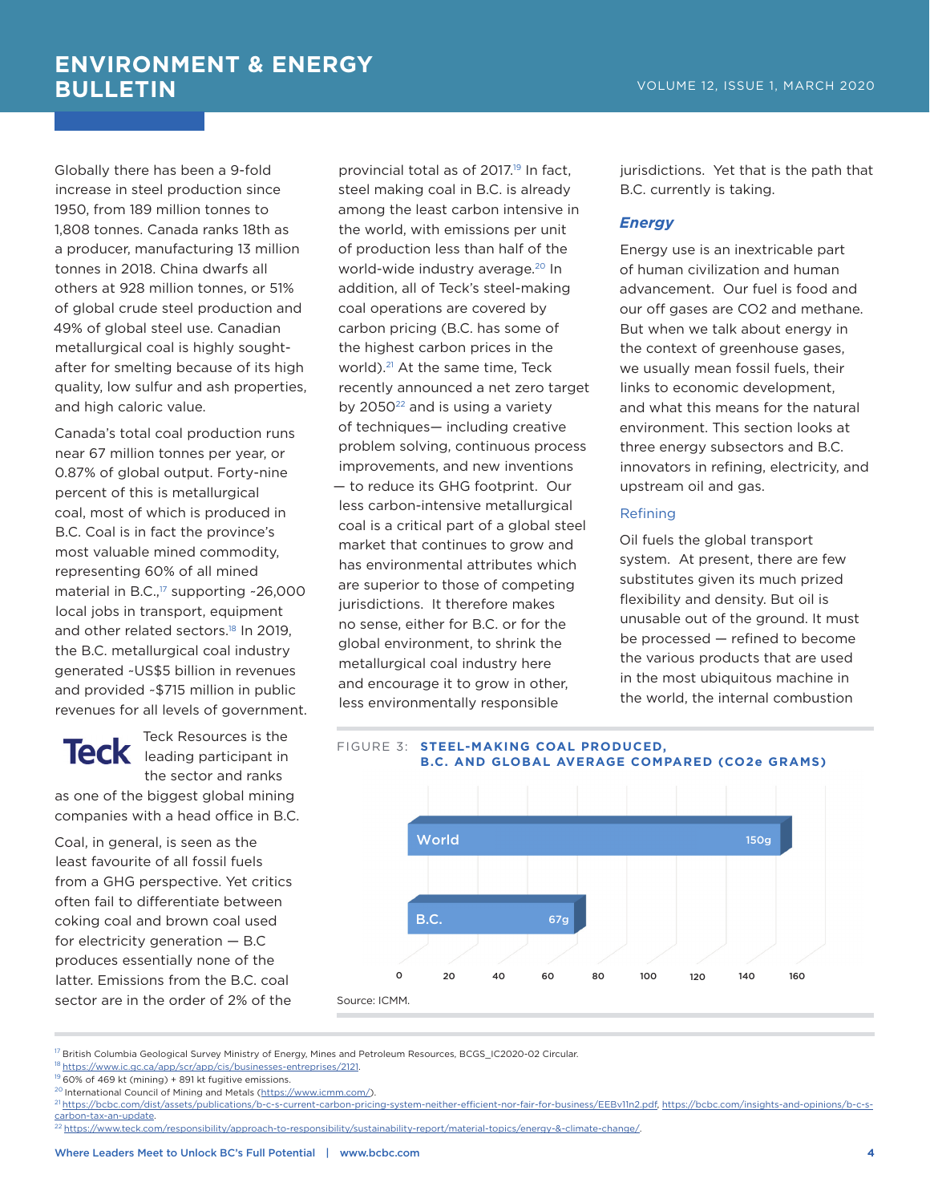Globally there has been a 9-fold increase in steel production since 1950, from 189 million tonnes to 1,808 tonnes. Canada ranks 18th as a producer, manufacturing 13 million tonnes in 2018. China dwarfs all others at 928 million tonnes, or 51% of global crude steel production and 49% of global steel use. Canadian metallurgical coal is highly sought-after for smelting because of its high quality, low sulfur and ash properties, and high caloric value.

Canada's total coal production runs near 67 million tonnes per year, or 0.87% of global output. Forty-nine percent of this is metallurgical coal, most of which is produced in B.C. Coal is in fact the province's most valuable mined commodity, representing 60% of all mined material in B.C.,[17] supporting ~26,000 local jobs in transport, equipment and other related sectors.[18] In 2019, the B.C. metallurgical coal industry generated ~US$5 billion in revenues and provided ~$715 million in public revenues for all levels of government.

Teck

Teck Resources is the leading participant in the sector and ranks as one of the biggest global mining companies with a head office in B.C.

Coal, in general, is seen as the least favourite of all fossil fuels from a GHG perspective. Yet critics often fail to differentiate between coking coal and brown coal used for electricity generation — B.C produces essentially none of the latter. Emissions from the B.C. coal sector are in the order of 2% of the provincial total as of 2017.[19] In fact, steel making coal in B.C. is already among the least carbon intensive in the world, with emissions per unit of production less than half of the world-wide industry average.[20] In addition, all of Teck's steel-making coal operations are covered by carbon pricing (B.C. has some of the highest carbon prices in the world).[21] At the same time, Teck recently announced a net zero target by 2050[22] and is using a variety of techniques— including creative problem solving, continuous process improvements, and new inventions — to reduce its GHG footprint. Our less carbon-intensive metallurgical coal is a critical part of a global steel market that continues to grow and has environmental attributes which are superior to those of competing jurisdictions. It therefore makes no sense, either for B.C. or for the global environment, to shrink the metallurgical coal industry here and encourage it to grow in other, less environmentally responsible jurisdictions. Yet that is the path that B.C. currently is taking.

## *Energy*

Energy use is an inextricable part of human civilization and human advancement. Our fuel is food and our off gases are CO2 and methane. But when we talk about energy in the context of greenhouse gases, we usually mean fossil fuels, their links to economic development, and what this means for the natural environment. This section looks at three energy subsectors and B.C. innovators in refining, electricity, and upstream oil and gas.

### Refining

Oil fuels the global transport system. At present, there are few substitutes given its much prized flexibility and density. But oil is unusable out of the ground. It must be processed — refined to become the various products that are used in the most ubiquitous machine in the world, the internal combustion

FIGURE 3: **STEEL-MAKING COAL PRODUCED, B.C. AND GLOBAL AVERAGE COMPARED (CO2e GRAMS)**

| | CO2e grams |
|---|---|
| World | 150g |
| B.C. | 67g |

Source: ICMM.

---

[17] British Columbia Geological Survey Ministry of Energy, Mines and Petroleum Resources, BCGS_IC2020-02 Circular.
[18] https://www.ic.gc.ca/app/scr/app/cis/businesses-entreprises/2121.
[19] 60% of 469 kt (mining) + 891 kt fugitive emissions.
[20] International Council of Mining and Metals (https://www.icmm.com/).
[21] https://bcbc.com/dist/assets/publications/b-c-s-current-carbon-pricing-system-neither-efficient-nor-fair-for-business/EEBv11n2.pdf, https://bcbc.com/insights-and-opinions/b-c-s-carbon-tax-an-update.
[22] https://www.teck.com/responsibility/approach-to-responsibility/sustainability-report/material-topics/energy-&-climate-change/.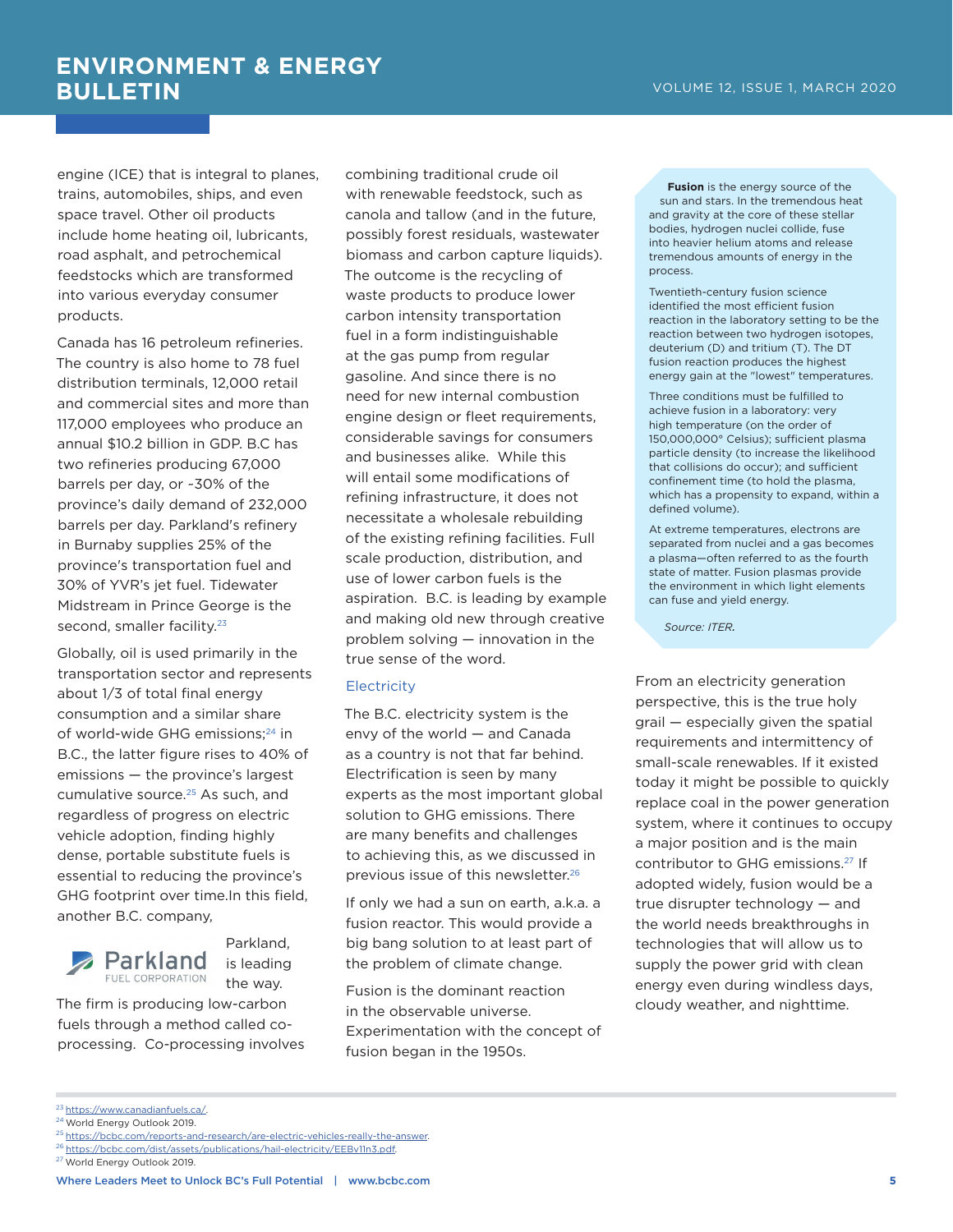engine (ICE) that is integral to planes, trains, automobiles, ships, and even space travel. Other oil products include home heating oil, lubricants, road asphalt, and petrochemical feedstocks which are transformed into various everyday consumer products.

Canada has 16 petroleum refineries. The country is also home to 78 fuel distribution terminals, 12,000 retail and commercial sites and more than 117,000 employees who produce an annual $10.2 billion in GDP. B.C has two refineries producing 67,000 barrels per day, or ~30% of the province's daily demand of 232,000 barrels per day. Parkland's refinery in Burnaby supplies 25% of the province's transportation fuel and 30% of YVR's jet fuel. Tidewater Midstream in Prince George is the second, smaller facility.[23]

Globally, oil is used primarily in the transportation sector and represents about 1/3 of total final energy consumption and a similar share of world-wide GHG emissions;[24] in B.C., the latter figure rises to 40% of emissions — the province's largest cumulative source.[25] As such, and regardless of progress on electric vehicle adoption, finding highly dense, portable substitute fuels is essential to reducing the province's GHG footprint over time.In this field, another B.C. company, Parkland, is leading the way.

The firm is producing low-carbon fuels through a method called co-processing. Co-processing involves combining traditional crude oil with renewable feedstock, such as canola and tallow (and in the future, possibly forest residuals, wastewater biomass and carbon capture liquids). The outcome is the recycling of waste products to produce lower carbon intensity transportation fuel in a form indistinguishable at the gas pump from regular gasoline. And since there is no need for new internal combustion engine design or fleet requirements, considerable savings for consumers and businesses alike. While this will entail some modifications of refining infrastructure, it does not necessitate a wholesale rebuilding of the existing refining facilities. Full scale production, distribution, and use of lower carbon fuels is the aspiration. B.C. is leading by example and making old new through creative problem solving — innovation in the true sense of the word.

## Electricity

The B.C. electricity system is the envy of the world — and Canada as a country is not that far behind. Electrification is seen by many experts as the most important global solution to GHG emissions. There are many benefits and challenges to achieving this, as we discussed in previous issue of this newsletter.[26]

If only we had a sun on earth, a.k.a. a fusion reactor. This would provide a big bang solution to at least part of the problem of climate change.

Fusion is the dominant reaction in the observable universe. Experimentation with the concept of fusion began in the 1950s.

> **Fusion** is the energy source of the sun and stars. In the tremendous heat and gravity at the core of these stellar bodies, hydrogen nuclei collide, fuse into heavier helium atoms and release tremendous amounts of energy in the process.
>
> Twentieth-century fusion science identified the most efficient fusion reaction in the laboratory setting to be the reaction between two hydrogen isotopes, deuterium (D) and tritium (T). The DT fusion reaction produces the highest energy gain at the "lowest" temperatures.
>
> Three conditions must be fulfilled to achieve fusion in a laboratory: very high temperature (on the order of 150,000,000° Celsius); sufficient plasma particle density (to increase the likelihood that collisions do occur); and sufficient confinement time (to hold the plasma, which has a propensity to expand, within a defined volume).
>
> At extreme temperatures, electrons are separated from nuclei and a gas becomes a plasma—often referred to as the fourth state of matter. Fusion plasmas provide the environment in which light elements can fuse and yield energy.
>
> *Source: ITER.*

From an electricity generation perspective, this is the true holy grail — especially given the spatial requirements and intermittency of small-scale renewables. If it existed today it might be possible to quickly replace coal in the power generation system, where it continues to occupy a major position and is the main contributor to GHG emissions.[27] If adopted widely, fusion would be a true disrupter technology — and the world needs breakthroughs in technologies that will allow us to supply the power grid with clean energy even during windless days, cloudy weather, and nighttime.

---

[23] https://www.canadianfuels.ca/.
[24] World Energy Outlook 2019.
[25] https://bcbc.com/reports-and-research/are-electric-vehicles-really-the-answer.
[26] https://bcbc.com/dist/assets/publications/hail-electricity/EEBv11n3.pdf.
[27] World Energy Outlook 2019.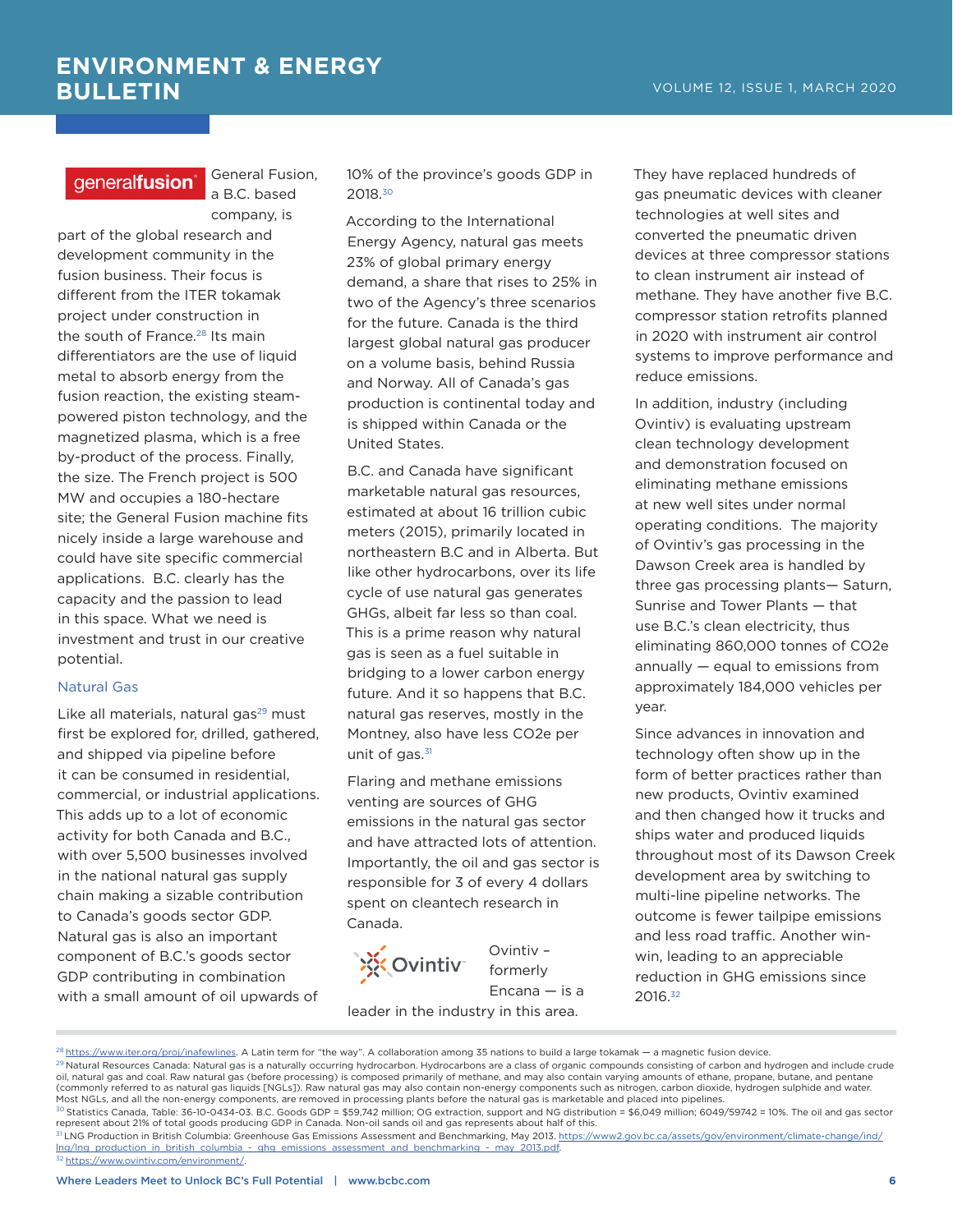General Fusion, a B.C. based company, is part of the global research and development community in the fusion business. Their focus is different from the ITER tokamak project under construction in the south of France.[28] Its main differentiators are the use of liquid metal to absorb energy from the fusion reaction, the existing steam-powered piston technology, and the magnetized plasma, which is a free by-product of the process. Finally, the size. The French project is 500 MW and occupies a 180-hectare site; the General Fusion machine fits nicely inside a large warehouse and could have site specific commercial applications. B.C. clearly has the capacity and the passion to lead in this space. What we need is investment and trust in our creative potential.

## Natural Gas

Like all materials, natural gas[29] must first be explored for, drilled, gathered, and shipped via pipeline before it can be consumed in residential, commercial, or industrial applications. This adds up to a lot of economic activity for both Canada and B.C., with over 5,500 businesses involved in the national natural gas supply chain making a sizable contribution to Canada's goods sector GDP. Natural gas is also an important component of B.C.'s goods sector GDP contributing in combination with a small amount of oil upwards of 10% of the province's goods GDP in 2018.[30]

According to the International Energy Agency, natural gas meets 23% of global primary energy demand, a share that rises to 25% in two of the Agency's three scenarios for the future. Canada is the third largest global natural gas producer on a volume basis, behind Russia and Norway. All of Canada's gas production is continental today and is shipped within Canada or the United States.

B.C. and Canada have significant marketable natural gas resources, estimated at about 16 trillion cubic meters (2015), primarily located in northeastern B.C and in Alberta. But like other hydrocarbons, over its life cycle of use natural gas generates GHGs, albeit far less so than coal. This is a prime reason why natural gas is seen as a fuel suitable in bridging to a lower carbon energy future. And it so happens that B.C. natural gas reserves, mostly in the Montney, also have less CO2e per unit of gas.[31]

Flaring and methane emissions venting are sources of GHG emissions in the natural gas sector and have attracted lots of attention. Importantly, the oil and gas sector is responsible for 3 of every 4 dollars spent on cleantech research in Canada.

Ovintiv – formerly Encana — is a leader in the industry in this area. They have replaced hundreds of gas pneumatic devices with cleaner technologies at well sites and converted the pneumatic driven devices at three compressor stations to clean instrument air instead of methane. They have another five B.C. compressor station retrofits planned in 2020 with instrument air control systems to improve performance and reduce emissions.

In addition, industry (including Ovintiv) is evaluating upstream clean technology development and demonstration focused on eliminating methane emissions at new well sites under normal operating conditions. The majority of Ovintiv's gas processing in the Dawson Creek area is handled by three gas processing plants— Saturn, Sunrise and Tower Plants — that use B.C.'s clean electricity, thus eliminating 860,000 tonnes of CO2e annually — equal to emissions from approximately 184,000 vehicles per year.

Since advances in innovation and technology often show up in the form of better practices rather than new products, Ovintiv examined and then changed how it trucks and ships water and produced liquids throughout most of its Dawson Creek development area by switching to multi-line pipeline networks. The outcome is fewer tailpipe emissions and less road traffic. Another win-win, leading to an appreciable reduction in GHG emissions since 2016.[32]

---

[28] https://www.iter.org/proj/inafewlines. A Latin term for "the way". A collaboration among 35 nations to build a large tokamak — a magnetic fusion device.

[29] Natural Resources Canada: Natural gas is a naturally occurring hydrocarbon. Hydrocarbons are a class of organic compounds consisting of carbon and hydrogen and include crude oil, natural gas and coal. Raw natural gas (before processing) is composed primarily of methane, and may also contain varying amounts of ethane, propane, butane, and pentane (commonly referred to as natural gas liquids [NGLs]). Raw natural gas may also contain non-energy components such as nitrogen, carbon dioxide, hydrogen sulphide and water. Most NGLs, and all the non-energy components, are removed in processing plants before the natural gas is marketable and placed into pipelines.

[30] Statistics Canada, Table: 36-10-0434-03. B.C. Goods GDP = $59,742 million; OG extraction, support and NG distribution = $6,049 million; 6049/59742 = 10%. The oil and gas sector represent about 21% of total goods producing GDP in Canada. Non-oil sands oil and gas represents about half of this.

[31] LNG Production in British Columbia: Greenhouse Gas Emissions Assessment and Benchmarking, May 2013. https://www2.gov.bc.ca/assets/gov/environment/climate-change/ind/lng/lng_production_in_british_columbia_-_ghg_emissions_assessment_and_benchmarking_-_may_2013.pdf.

[32] https://www.ovintiv.com/environment/.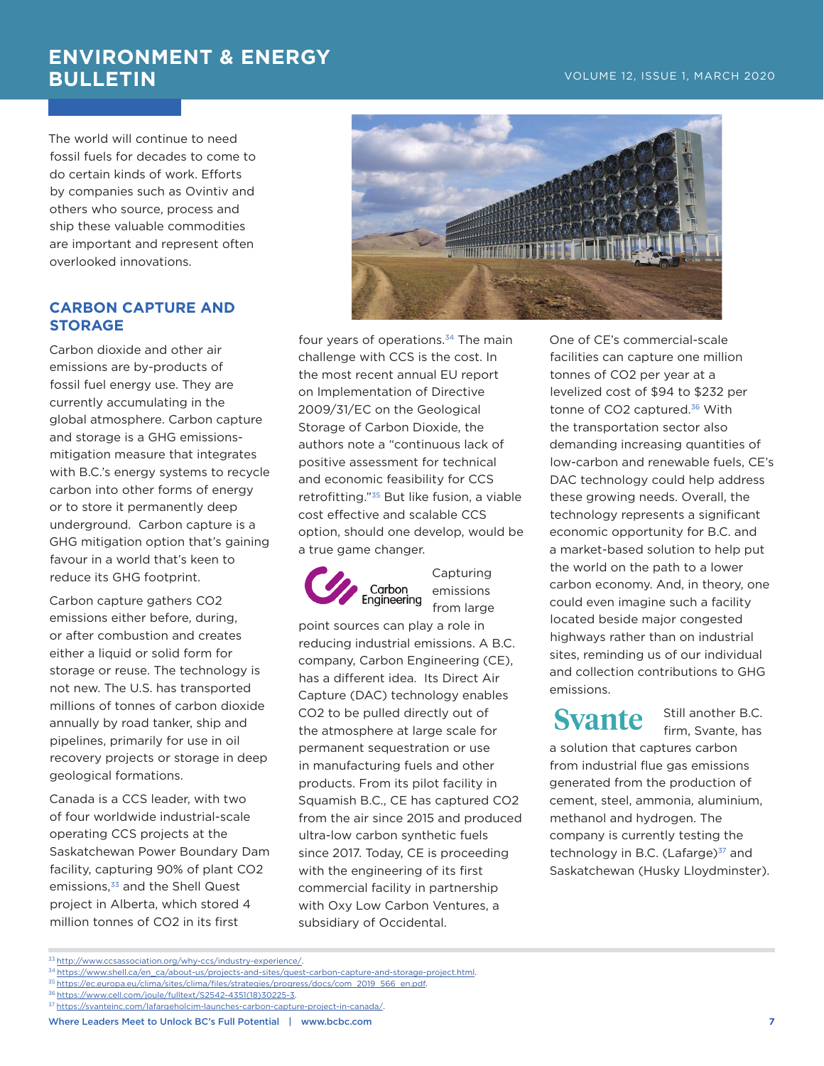The world will continue to need fossil fuels for decades to come to do certain kinds of work. Efforts by companies such as Ovintiv and others who source, process and ship these valuable commodities are important and represent often overlooked innovations.

## CARBON CAPTURE AND STORAGE

Carbon dioxide and other air emissions are by-products of fossil fuel energy use. They are currently accumulating in the global atmosphere. Carbon capture and storage is a GHG emissions-mitigation measure that integrates with B.C.'s energy systems to recycle carbon into other forms of energy or to store it permanently deep underground. Carbon capture is a GHG mitigation option that's gaining favour in a world that's keen to reduce its GHG footprint.

Carbon capture gathers CO2 emissions either before, during, or after combustion and creates either a liquid or solid form for storage or reuse. The technology is not new. The U.S. has transported millions of tonnes of carbon dioxide annually by road tanker, ship and pipelines, primarily for use in oil recovery projects or storage in deep geological formations.

Canada is a CCS leader, with two of four worldwide industrial-scale operating CCS projects at the Saskatchewan Power Boundary Dam facility, capturing 90% of plant CO2 emissions,[33] and the Shell Quest project in Alberta, which stored 4 million tonnes of CO2 in its first four years of operations.[34] The main challenge with CCS is the cost. In the most recent annual EU report on Implementation of Directive 2009/31/EC on the Geological Storage of Carbon Dioxide, the authors note a "continuous lack of positive assessment for technical and economic feasibility for CCS retrofitting."[35] But like fusion, a viable cost effective and scalable CCS option, should one develop, would be a true game changer.

Carbon Engineering

Capturing emissions from large point sources can play a role in reducing industrial emissions. A B.C. company, Carbon Engineering (CE), has a different idea. Its Direct Air Capture (DAC) technology enables CO2 to be pulled directly out of the atmosphere at large scale for permanent sequestration or use in manufacturing fuels and other products. From its pilot facility in Squamish B.C., CE has captured CO2 from the air since 2015 and produced ultra-low carbon synthetic fuels since 2017. Today, CE is proceeding with the engineering of its first commercial facility in partnership with Oxy Low Carbon Ventures, a subsidiary of Occidental.

One of CE's commercial-scale facilities can capture one million tonnes of CO2 per year at a levelized cost of $94 to $232 per tonne of CO2 captured.[36] With the transportation sector also demanding increasing quantities of low-carbon and renewable fuels, CE's DAC technology could help address these growing needs. Overall, the technology represents a significant economic opportunity for B.C. and a market-based solution to help put the world on the path to a lower carbon economy. And, in theory, one could even imagine such a facility located beside major congested highways rather than on industrial sites, reminding us of our individual and collection contributions to GHG emissions.

Svante

Still another B.C. firm, Svante, has a solution that captures carbon from industrial flue gas emissions generated from the production of cement, steel, ammonia, aluminium, methanol and hydrogen. The company is currently testing the technology in B.C. (Lafarge)[37] and Saskatchewan (Husky Lloydminster).

---

[33] http://www.ccsassociation.org/why-ccs/industry-experience/.

[34] https://www.shell.ca/en_ca/about-us/projects-and-sites/quest-carbon-capture-and-storage-project.html.

[35] https://ec.europa.eu/clima/sites/clima/files/strategies/progress/docs/com_2019_566_en.pdf.

[36] https://www.cell.com/joule/fulltext/S2542-4351(18)30225-3.

[37] https://svanteinc.com/lafargeholcim-launches-carbon-capture-project-in-canada/.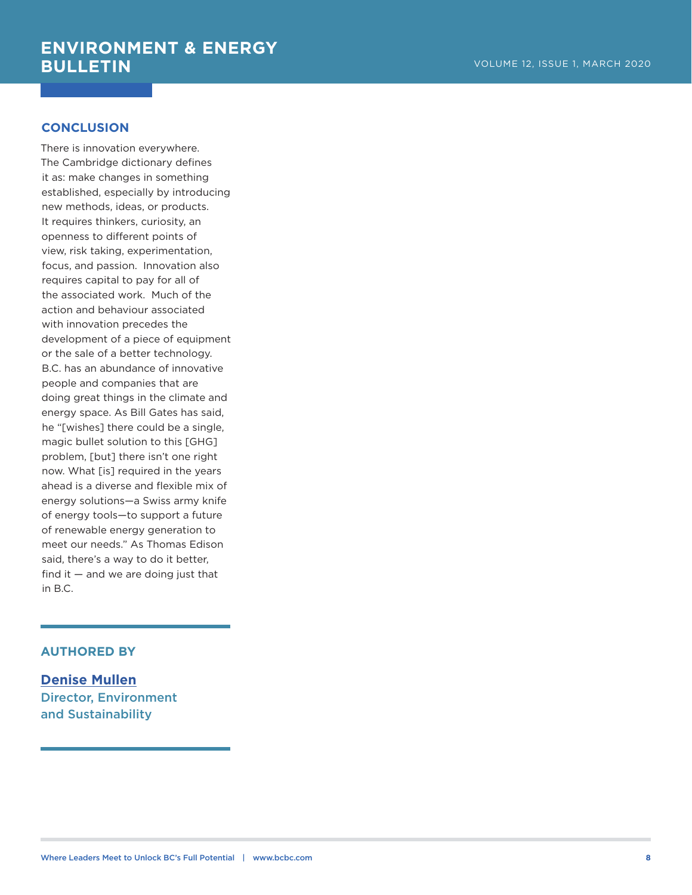## CONCLUSION

There is innovation everywhere. The Cambridge dictionary defines it as: make changes in something established, especially by introducing new methods, ideas, or products. It requires thinkers, curiosity, an openness to different points of view, risk taking, experimentation, focus, and passion. Innovation also requires capital to pay for all of the associated work. Much of the action and behaviour associated with innovation precedes the development of a piece of equipment or the sale of a better technology. B.C. has an abundance of innovative people and companies that are doing great things in the climate and energy space. As Bill Gates has said, he "[wishes] there could be a single, magic bullet solution to this [GHG] problem, [but] there isn't one right now. What [is] required in the years ahead is a diverse and flexible mix of energy solutions—a Swiss army knife of energy tools—to support a future of renewable energy generation to meet our needs." As Thomas Edison said, there's a way to do it better, find it — and we are doing just that in B.C.

---

### AUTHORED BY

**Denise Mullen**
Director, Environment and Sustainability

---